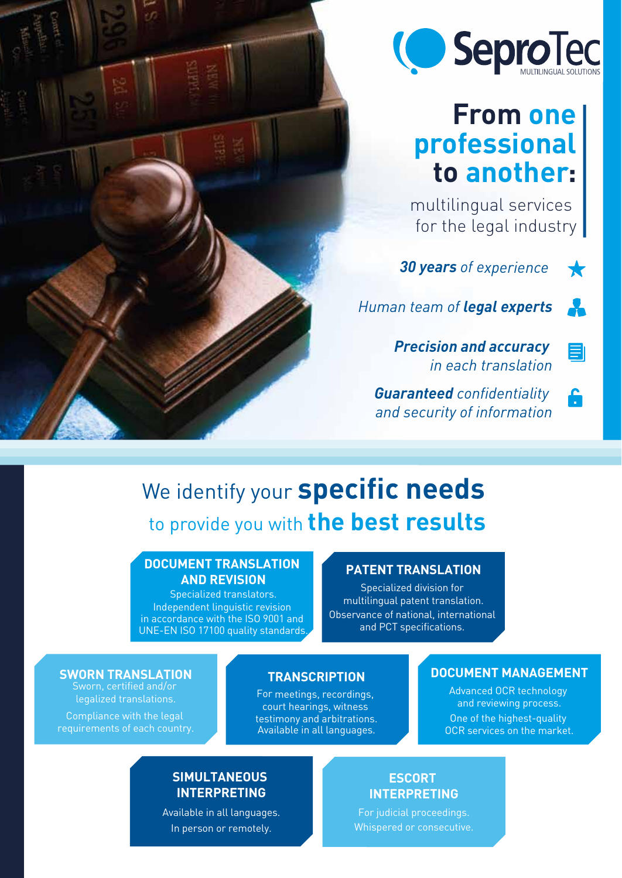SeproTec
MULTILINGUAL SOLUTIONS

# From one professional to another:

multilingual services for the legal industry

- ***30 years** of experience*
- *Human team of **legal experts***
- ***Precision and accuracy** in each translation*
- ***Guaranteed** confidentiality and security of information*

## We identify your **specific needs** to provide you with **the best results**

### DOCUMENT TRANSLATION AND REVISION

Specialized translators.
Independent linguistic revision in accordance with the ISO 9001 and UNE-EN ISO 17100 quality standards.

### PATENT TRANSLATION

Specialized division for multilingual patent translation.
Observance of national, international and PCT specifications.

### SWORN TRANSLATION

Sworn, certified and/or legalized translations.

Compliance with the legal requirements of each country.

### TRANSCRIPTION

For meetings, recordings, court hearings, witness testimony and arbitrations.
Available in all languages.

### DOCUMENT MANAGEMENT

Advanced OCR technology and reviewing process.
One of the highest-quality OCR services on the market.

### SIMULTANEOUS INTERPRETING

Available in all languages.
In person or remotely.

### ESCORT INTERPRETING

For judicial proceedings.
Whispered or consecutive.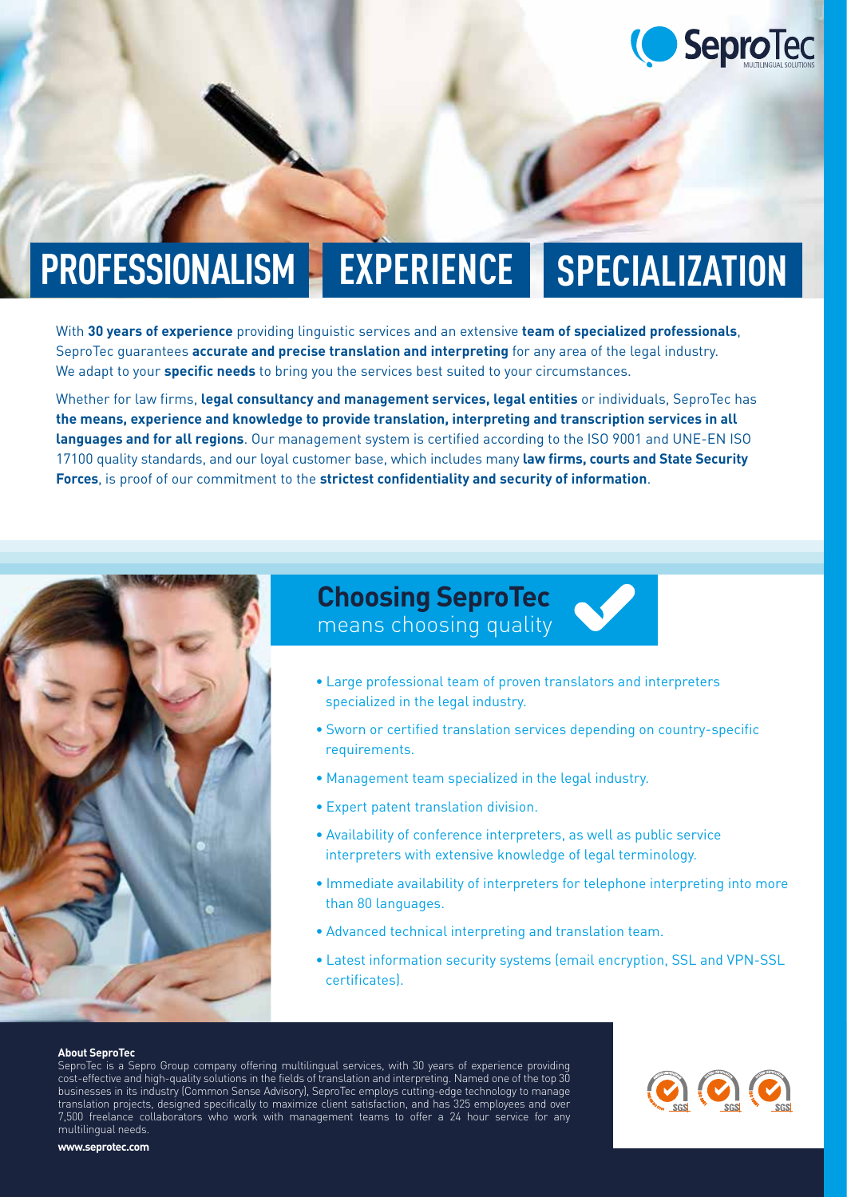SeproTec
MULTILINGUAL SOLUTIONS

# PROFESSIONALISM EXPERIENCE SPECIALIZATION

With **30 years of experience** providing linguistic services and an extensive **team of specialized professionals**, SeproTec guarantees **accurate and precise translation and interpreting** for any area of the legal industry. We adapt to your **specific needs** to bring you the services best suited to your circumstances.

Whether for law firms, **legal consultancy and management services, legal entities** or individuals, SeproTec has **the means, experience and knowledge to provide translation, interpreting and transcription services in all languages and for all regions**. Our management system is certified according to the ISO 9001 and UNE-EN ISO 17100 quality standards, and our loyal customer base, which includes many **law firms, courts and State Security Forces**, is proof of our commitment to the **strictest confidentiality and security of information**.

## Choosing SeproTec
means choosing quality

- Large professional team of proven translators and interpreters specialized in the legal industry.
- Sworn or certified translation services depending on country-specific requirements.
- Management team specialized in the legal industry.
- Expert patent translation division.
- Availability of conference interpreters, as well as public service interpreters with extensive knowledge of legal terminology.
- Immediate availability of interpreters for telephone interpreting into more than 80 languages.
- Advanced technical interpreting and translation team.
- Latest information security systems (email encryption, SSL and VPN-SSL certificates).

**About SeproTec**

SeproTec is a Sepro Group company offering multilingual services, with 30 years of experience providing cost-effective and high-quality solutions in the fields of translation and interpreting. Named one of the top 30 businesses in its industry (Common Sense Advisory), SeproTec employs cutting-edge technology to manage translation projects, designed specifically to maximize client satisfaction, and has 325 employees and over 7,500 freelance collaborators who work with management teams to offer a 24 hour service for any multilingual needs.

**www.seprotec.com**